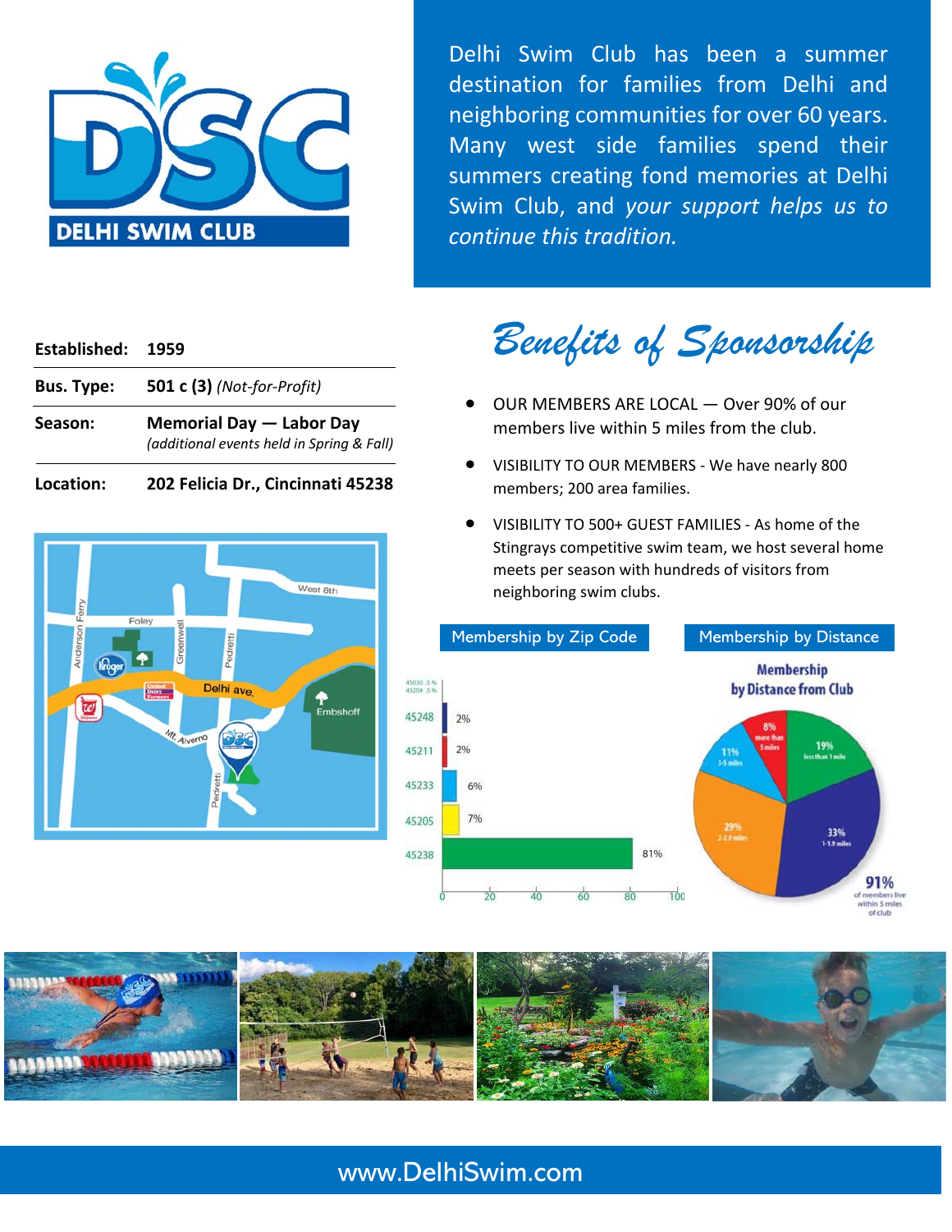Delhi Swim Club has been a summer destination for families from Delhi and neighboring communities for over 60 years. Many west side families spend their summers creating fond memories at Delhi Swim Club, and *your support helps us to continue this tradition.*

| | |
|---|---|
| **Established:** | **1959** |
| **Bus. Type:** | **501 c (3)** *(Not-for-Profit)* |
| **Season:** | **Memorial Day — Labor Day** *(additional events held in Spring & Fall)* |
| **Location:** | **202 Felicia Dr., Cincinnati 45238** |

# *Benefits of Sponsorship*

- OUR MEMBERS ARE LOCAL — Over 90% of our members live within 5 miles from the club.
- VISIBILITY TO OUR MEMBERS - We have nearly 800 members; 200 area families.
- VISIBILITY TO 500+ GUEST FAMILIES - As home of the Stingrays competitive swim team, we host several home meets per season with hundreds of visitors from neighboring swim clubs.

**Membership by Zip Code**

| Zip Code | Percentage |
|---|---|
| 45030 | .5% |
| 45204 | .5% |
| 45248 | 2% |
| 45211 | 2% |
| 45233 | 6% |
| 45205 | 7% |
| 45238 | 81% |

**Membership by Distance**

Membership by Distance from Club

| Distance | Percentage |
|---|---|
| less than 1 mile | 19% |
| 1-1.9 miles | 33% |
| 2-2.9 miles | 29% |
| 3-5 miles | 11% |
| more than 5 miles | 8% |

91% of members live within 5 miles of club

www.DelhiSwim.com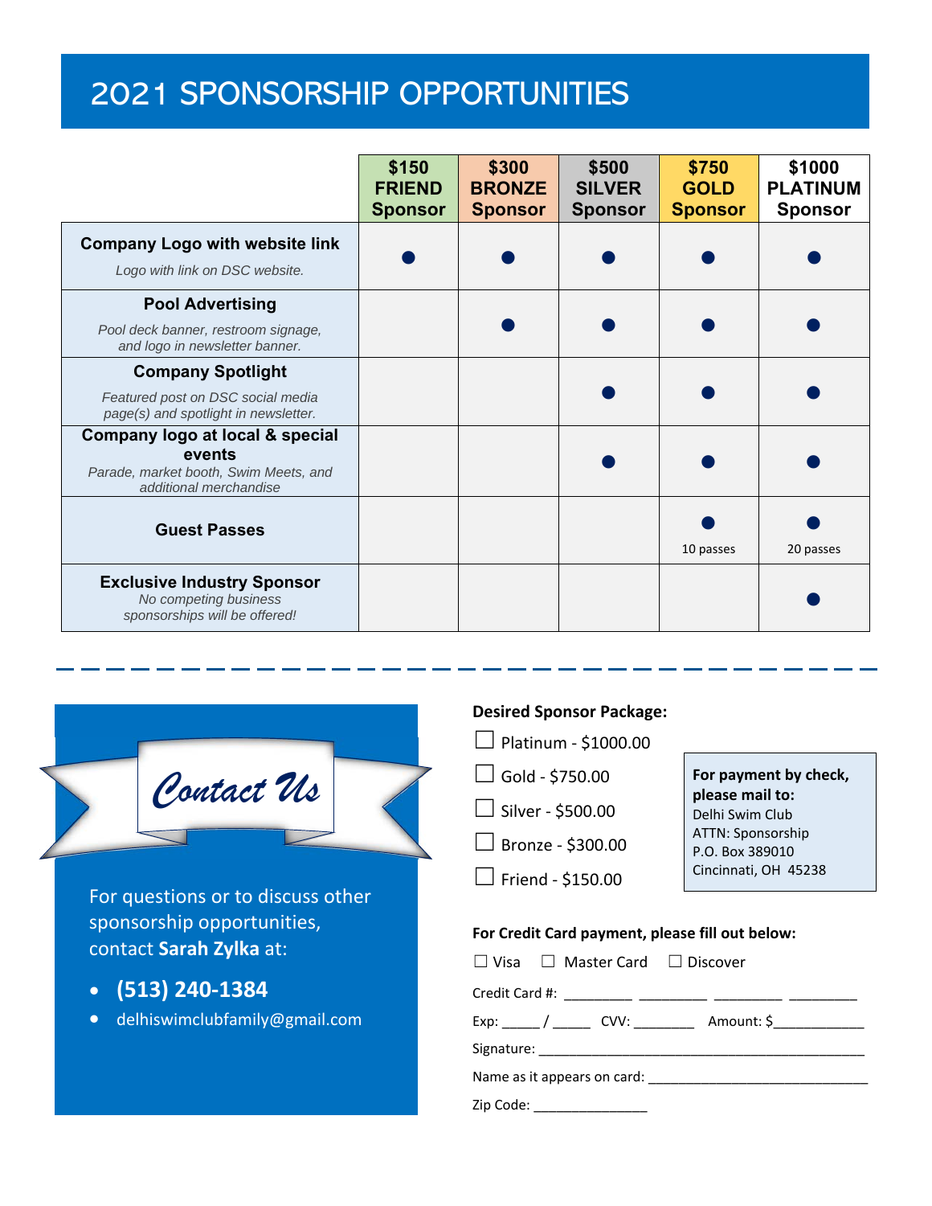# 2021 SPONSORSHIP OPPORTUNITIES

| | $150 FRIEND Sponsor | $300 BRONZE Sponsor | $500 SILVER Sponsor | $750 GOLD Sponsor | $1000 PLATINUM Sponsor |
|---|---|---|---|---|---|
| **Company Logo with website link**<br>*Logo with link on DSC website.* | ● | ● | ● | ● | ● |
| **Pool Advertising**<br>*Pool deck banner, restroom signage, and logo in newsletter banner.* | | ● | ● | ● | ● |
| **Company Spotlight**<br>*Featured post on DSC social media page(s) and spotlight in newsletter.* | | | ● | ● | ● |
| **Company logo at local & special events**<br>*Parade, market booth, Swim Meets, and additional merchandise* | | | ● | ● | ● |
| **Guest Passes** | | | | ● 10 passes | ● 20 passes |
| **Exclusive Industry Sponsor**<br>*No competing business sponsorships will be offered!* | | | | | ● |

## Contact Us

For questions or to discuss other sponsorship opportunities, contact **Sarah Zylka** at:

- **(513) 240-1384**
- delhiswimclubfamily@gmail.com

**Desired Sponsor Package:**

☐ Platinum - $1000.00

☐ Gold - $750.00

☐ Silver - $500.00

☐ Bronze - $300.00

☐ Friend - $150.00

**For payment by check, please mail to:**
Delhi Swim Club
ATTN: Sponsorship
P.O. Box 389010
Cincinnati, OH 45238

**For Credit Card payment, please fill out below:**

☐ Visa ☐ Master Card ☐ Discover

Credit Card #: _________ _________ _________ _________

Exp: _____ / _____ CVV: ________ Amount: $____________

Signature: ____________________________________________

Name as it appears on card: _____________________________

Zip Code: _______________